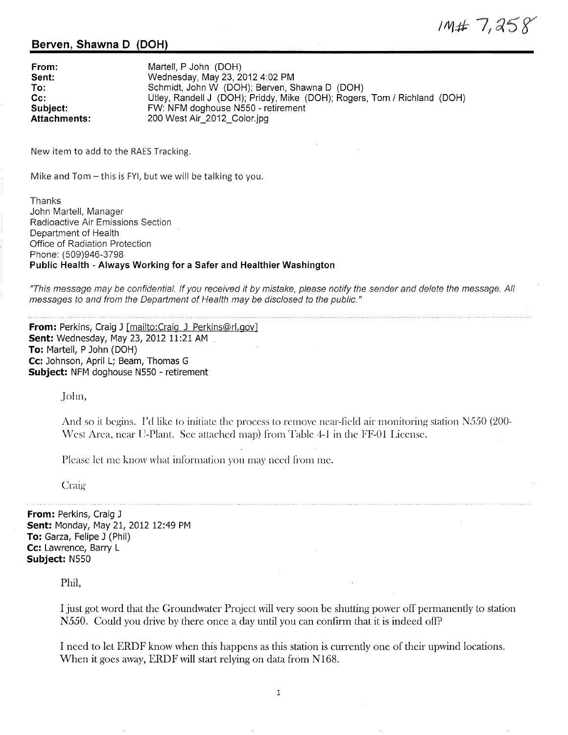IM# 7,258

## Berven, Shawna D (DOH)

**From:** Martell, P John (DOH)
**Sent:** Wednesday, May 23, 2012 4:02 PM
**To:** Schmidt, John W (DOH); Berven, Shawna D (DOH)
**Cc:** Utley, Randell J (DOH); Priddy, Mike (DOH); Rogers, Tom / Richland (DOH)
**Subject:** FW: NFM doghouse N550 - retirement
**Attachments:** 200 West Air_2012_Color.jpg

New item to add to the RAES Tracking.

Mike and Tom – this is FYI, but we will be talking to you.

Thanks
John Martell, Manager
Radioactive Air Emissions Section
Department of Health
Office of Radiation Protection
Phone: (509)946-3798
**Public Health - Always Working for a Safer and Healthier Washington**

*"This message may be confidential. If you received it by mistake, please notify the sender and delete the message. All messages to and from the Department of Health may be disclosed to the public."*

---

**From:** Perkins, Craig J [mailto:Craig_J_Perkins@rl.gov]
**Sent:** Wednesday, May 23, 2012 11:21 AM
**To:** Martell, P John (DOH)
**Cc:** Johnson, April L; Beam, Thomas G
**Subject:** NFM doghouse N550 - retirement

John,

And so it begins. I'd like to initiate the process to remove near-field air monitoring station N550 (200-West Area, near U-Plant. See attached map) from Table 4-1 in the FF-01 License.

Please let me know what information you may need from me.

Craig

---

**From:** Perkins, Craig J
**Sent:** Monday, May 21, 2012 12:49 PM
**To:** Garza, Felipe J (Phil)
**Cc:** Lawrence, Barry L
**Subject:** N550

Phil,

I just got word that the Groundwater Project will very soon be shutting power off permanently to station N550. Could you drive by there once a day until you can confirm that it is indeed off?

I need to let ERDF know when this happens as this station is currently one of their upwind locations. When it goes away, ERDF will start relying on data from N168.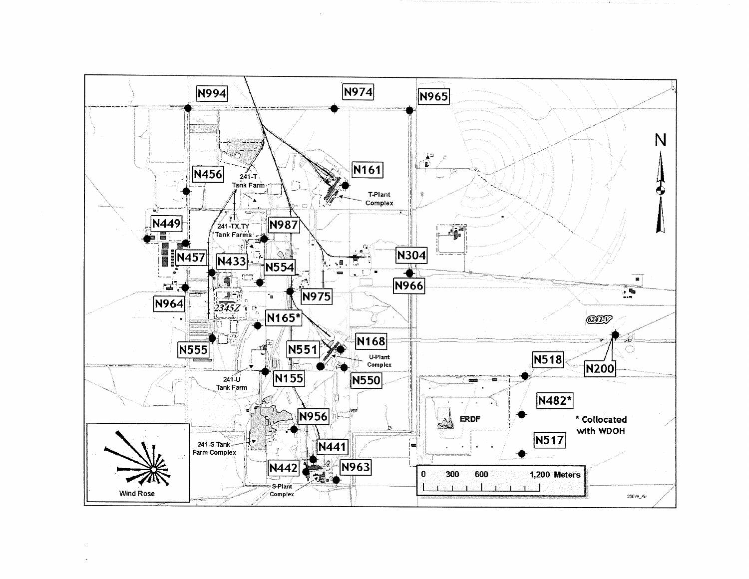N994

N974

N965

N456

241-T Tank Farm

N161

T-Plant Complex

N449

241-TX,TY Tank Farms

N987

N457

N433

N554

N304

N966

N964

N975

2345Z

N165*

6241-V

N555

N551

N168

U-Plant Complex

N518

N200

241-U Tank Farm

N155

N550

N482*

N956

ERDF

* Collocated with WDOH

241-S Tank Farm Complex

N441

N517

N442

N963

S-Plant Complex

0 300 600 1,200 Meters

Wind Rose

N

200W_Air